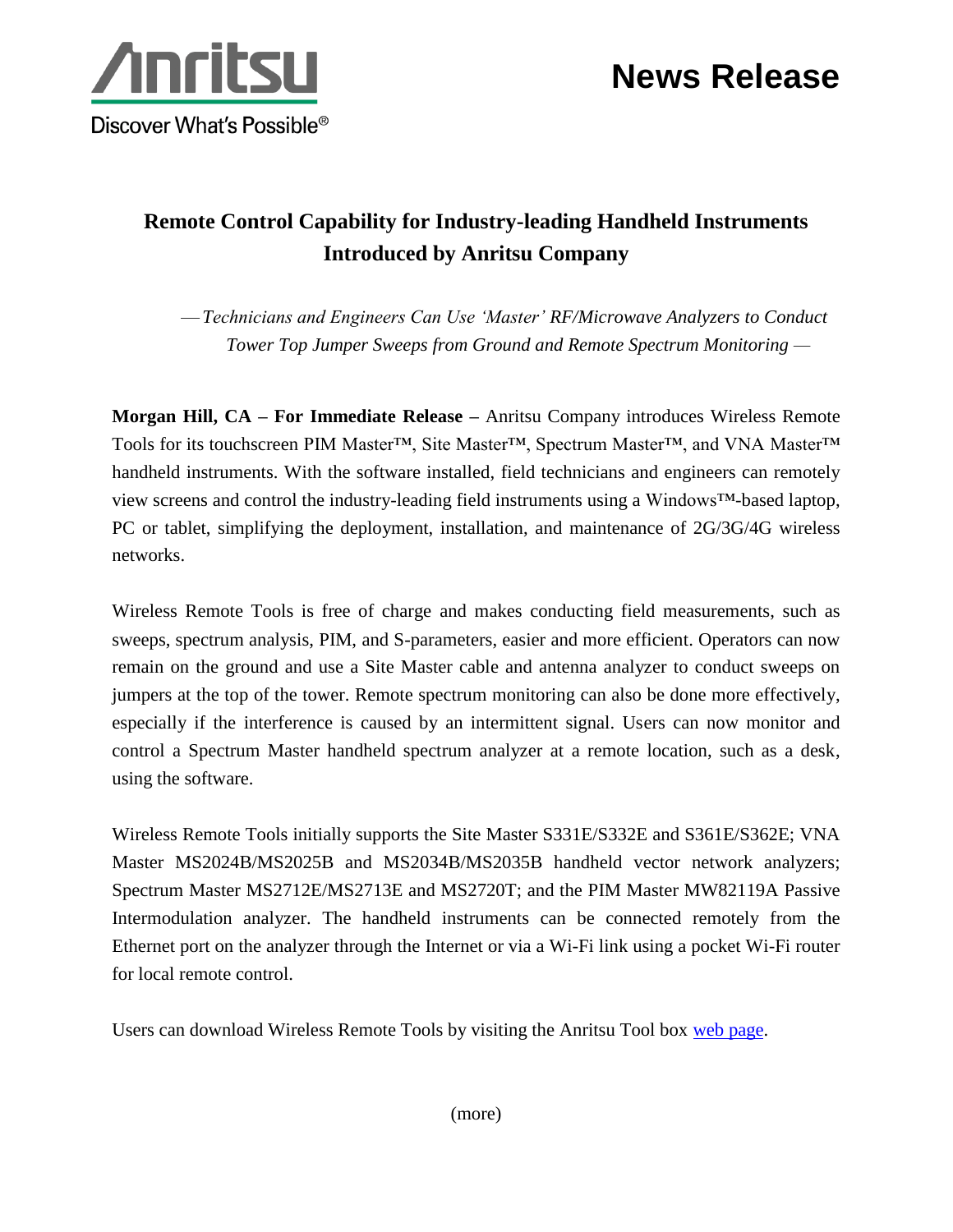Anritsu

Discover What's Possible®

# News Release

## Remote Control Capability for Industry-leading Handheld Instruments Introduced by Anritsu Company

*— Technicians and Engineers Can Use 'Master' RF/Microwave Analyzers to Conduct Tower Top Jumper Sweeps from Ground and Remote Spectrum Monitoring —*

**Morgan Hill, CA – For Immediate Release –** Anritsu Company introduces Wireless Remote Tools for its touchscreen PIM Master™, Site Master™, Spectrum Master™, and VNA Master™ handheld instruments. With the software installed, field technicians and engineers can remotely view screens and control the industry-leading field instruments using a Windows™-based laptop, PC or tablet, simplifying the deployment, installation, and maintenance of 2G/3G/4G wireless networks.

Wireless Remote Tools is free of charge and makes conducting field measurements, such as sweeps, spectrum analysis, PIM, and S-parameters, easier and more efficient. Operators can now remain on the ground and use a Site Master cable and antenna analyzer to conduct sweeps on jumpers at the top of the tower. Remote spectrum monitoring can also be done more effectively, especially if the interference is caused by an intermittent signal. Users can now monitor and control a Spectrum Master handheld spectrum analyzer at a remote location, such as a desk, using the software.

Wireless Remote Tools initially supports the Site Master S331E/S332E and S361E/S362E; VNA Master MS2024B/MS2025B and MS2034B/MS2035B handheld vector network analyzers; Spectrum Master MS2712E/MS2713E and MS2720T; and the PIM Master MW82119A Passive Intermodulation analyzer. The handheld instruments can be connected remotely from the Ethernet port on the analyzer through the Internet or via a Wi-Fi link using a pocket Wi-Fi router for local remote control.

Users can download Wireless Remote Tools by visiting the Anritsu Tool box web page.

(more)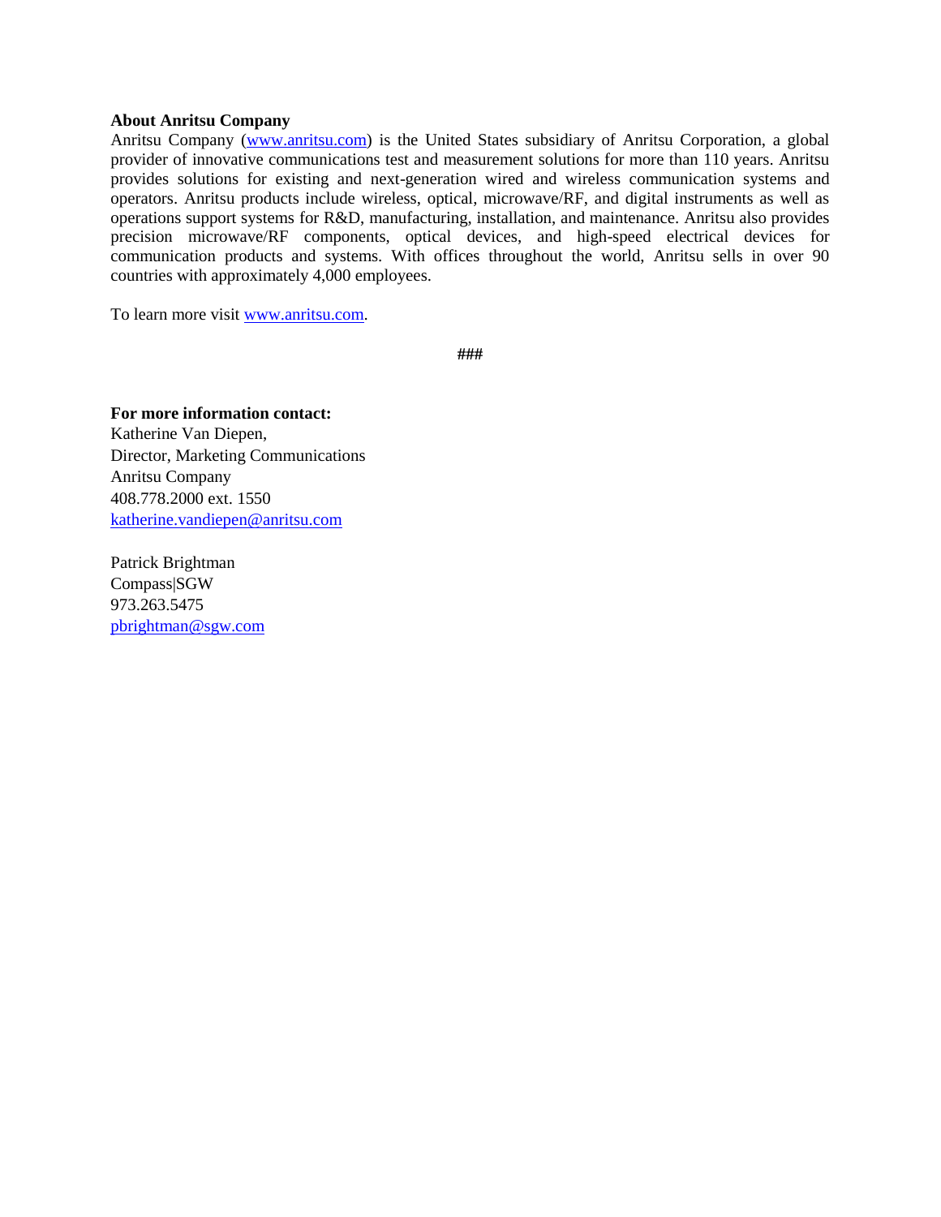**About Anritsu Company**

Anritsu Company (www.anritsu.com) is the United States subsidiary of Anritsu Corporation, a global provider of innovative communications test and measurement solutions for more than 110 years. Anritsu provides solutions for existing and next-generation wired and wireless communication systems and operators. Anritsu products include wireless, optical, microwave/RF, and digital instruments as well as operations support systems for R&D, manufacturing, installation, and maintenance. Anritsu also provides precision microwave/RF components, optical devices, and high-speed electrical devices for communication products and systems. With offices throughout the world, Anritsu sells in over 90 countries with approximately 4,000 employees.

To learn more visit www.anritsu.com.

###

**For more information contact:**

Katherine Van Diepen,
Director, Marketing Communications
Anritsu Company
408.778.2000 ext. 1550
katherine.vandiepen@anritsu.com

Patrick Brightman
Compass|SGW
973.263.5475
pbrightman@sgw.com